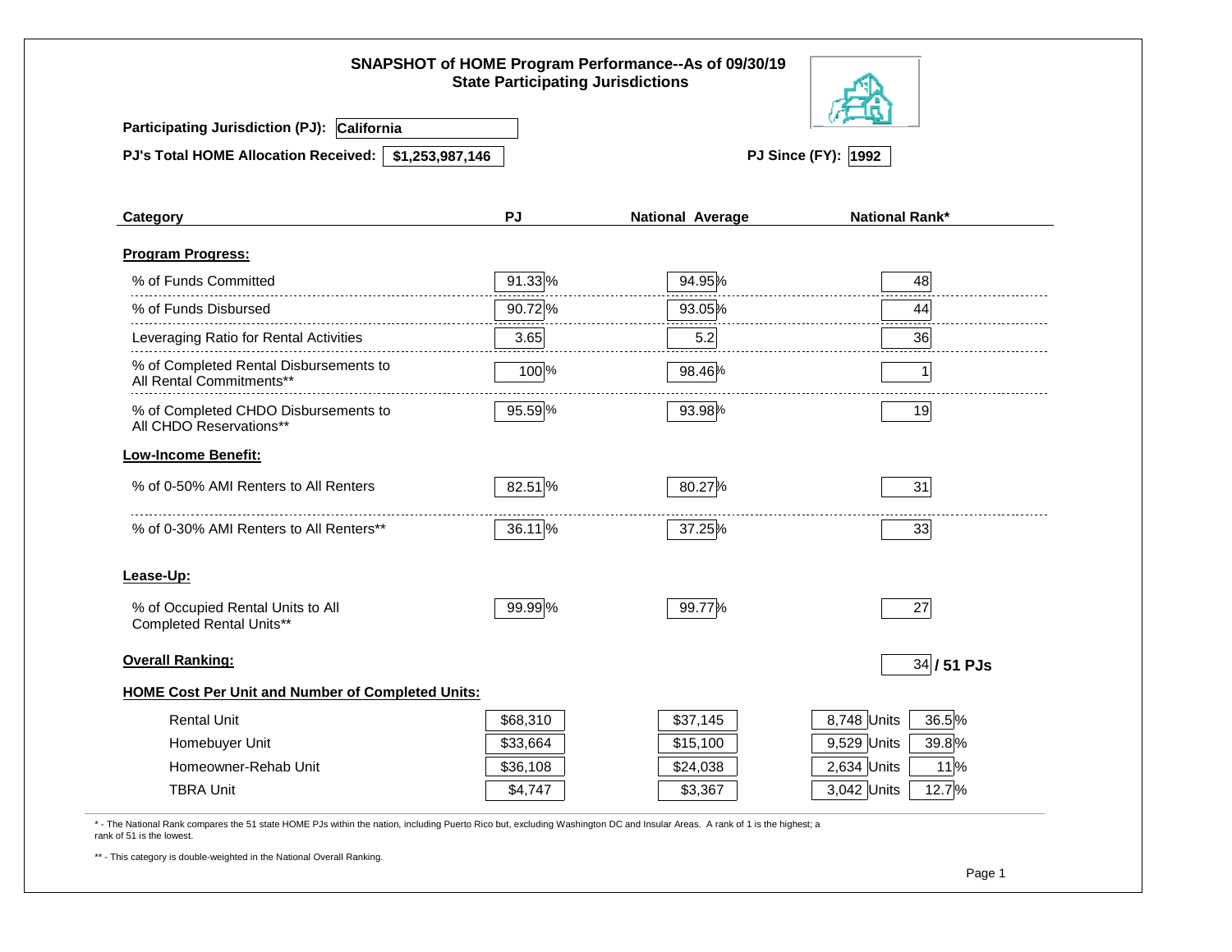# SNAPSHOT of HOME Program Performance--As of 09/30/19
## State Participating Jurisdictions

**Participating Jurisdiction (PJ):** California

**PJ's Total HOME Allocation Received:** $1,253,987,146

**PJ Since (FY):** 1992

| Category | PJ | National Average | National Rank* |
|---|---|---|---|
| **Program Progress:** | | | |
| % of Funds Committed | 91.33 % | 94.95 % | 48 |
| % of Funds Disbursed | 90.72 % | 93.05 % | 44 |
| Leveraging Ratio for Rental Activities | 3.65 | 5.2 | 36 |
| % of Completed Rental Disbursements to All Rental Commitments** | 100 % | 98.46 % | 1 |
| % of Completed CHDO Disbursements to All CHDO Reservations** | 95.59 % | 93.98 % | 19 |
| **Low-Income Benefit:** | | | |
| % of 0-50% AMI Renters to All Renters | 82.51 % | 80.27 % | 31 |
| % of 0-30% AMI Renters to All Renters** | 36.11 % | 37.25 % | 33 |
| **Lease-Up:** | | | |
| % of Occupied Rental Units to All Completed Rental Units** | 99.99 % | 99.77 % | 27 |
| **Overall Ranking:** | | | 34 / 51 PJs |

**HOME Cost Per Unit and Number of Completed Units:**

| Unit Type | PJ | National Average | Units | % |
|---|---|---|---|---|
| Rental Unit | $68,310 | $37,145 | 8,748 Units | 36.5 % |
| Homebuyer Unit | $33,664 | $15,100 | 9,529 Units | 39.8 % |
| Homeowner-Rehab Unit | $36,108 | $24,038 | 2,634 Units | 11 % |
| TBRA Unit | $4,747 | $3,367 | 3,042 Units | 12.7 % |

\* - The National Rank compares the 51 state HOME PJs within the nation, including Puerto Rico but, excluding Washington DC and Insular Areas. A rank of 1 is the highest; a rank of 51 is the lowest.

\** - This category is double-weighted in the National Overall Ranking.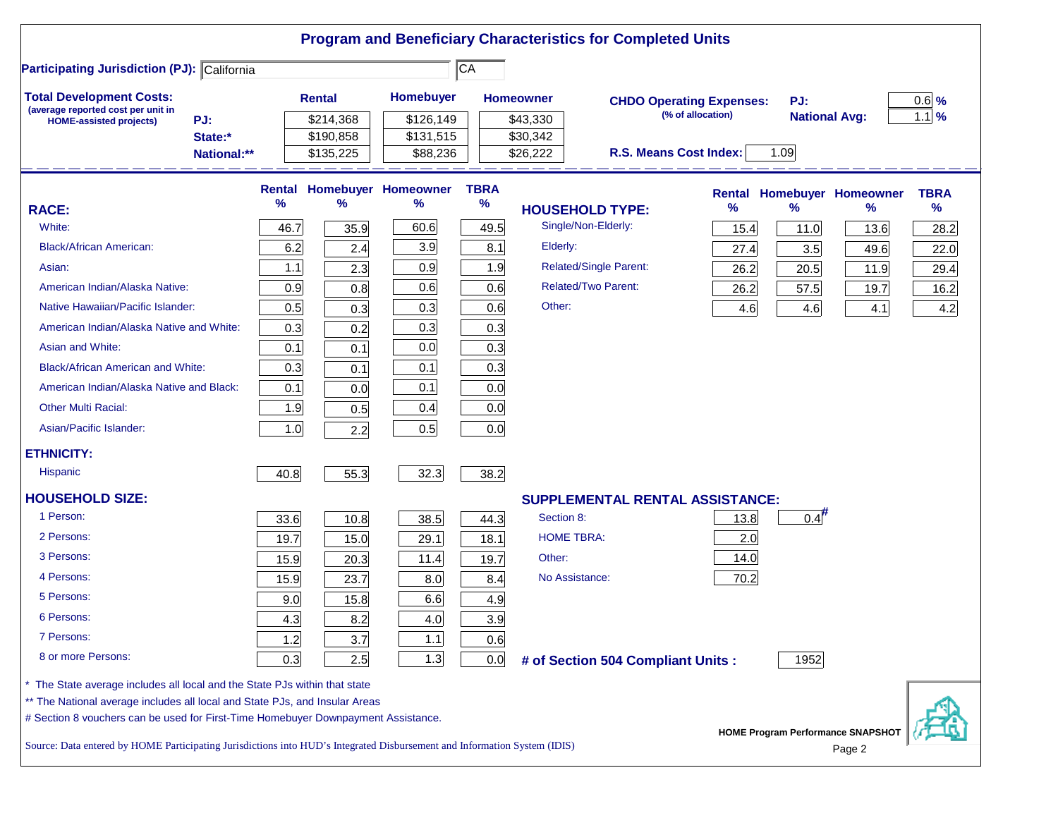# Program and Beneficiary Characteristics for Completed Units

**Participating Jurisdiction (PJ):** California | CA

**Total Development Costs:**
(average reported cost per unit in HOME-assisted projects)

| | Rental | Homebuyer | Homeowner |
|---|---|---|---|
| PJ: | $214,368 | $126,149 | $43,330 |
| State:* | $190,858 | $131,515 | $30,342 |
| National:** | $135,225 | $88,236 | $26,222 |

**CHDO Operating Expenses:** (% of allocation)

| | |
|---|---|
| PJ: | 0.6 % |
| National Avg: | 1.1 % |

**R.S. Means Cost Index:** 1.09

| RACE: | Rental % | Homebuyer % | Homeowner % | TBRA % |
|---|---|---|---|---|
| White: | 46.7 | 35.9 | 60.6 | 49.5 |
| Black/African American: | 6.2 | 2.4 | 3.9 | 8.1 |
| Asian: | 1.1 | 2.3 | 0.9 | 1.9 |
| American Indian/Alaska Native: | 0.9 | 0.8 | 0.6 | 0.6 |
| Native Hawaiian/Pacific Islander: | 0.5 | 0.3 | 0.3 | 0.6 |
| American Indian/Alaska Native and White: | 0.3 | 0.2 | 0.3 | 0.3 |
| Asian and White: | 0.1 | 0.1 | 0.0 | 0.3 |
| Black/African American and White: | 0.3 | 0.1 | 0.1 | 0.3 |
| American Indian/Alaska Native and Black: | 0.1 | 0.0 | 0.1 | 0.0 |
| Other Multi Racial: | 1.9 | 0.5 | 0.4 | 0.0 |
| Asian/Pacific Islander: | 1.0 | 2.2 | 0.5 | 0.0 |
| **ETHNICITY:** | | | | |
| Hispanic | 40.8 | 55.3 | 32.3 | 38.2 |
| **HOUSEHOLD SIZE:** | | | | |
| 1 Person: | 33.6 | 10.8 | 38.5 | 44.3 |
| 2 Persons: | 19.7 | 15.0 | 29.1 | 18.1 |
| 3 Persons: | 15.9 | 20.3 | 11.4 | 19.7 |
| 4 Persons: | 15.9 | 23.7 | 8.0 | 8.4 |
| 5 Persons: | 9.0 | 15.8 | 6.6 | 4.9 |
| 6 Persons: | 4.3 | 8.2 | 4.0 | 3.9 |
| 7 Persons: | 1.2 | 3.7 | 1.1 | 0.6 |
| 8 or more Persons: | 0.3 | 2.5 | 1.3 | 0.0 |

| HOUSEHOLD TYPE: | Rental % | Homebuyer % | Homeowner % | TBRA % |
|---|---|---|---|---|
| Single/Non-Elderly: | 15.4 | 11.0 | 13.6 | 28.2 |
| Elderly: | 27.4 | 3.5 | 49.6 | 22.0 |
| Related/Single Parent: | 26.2 | 20.5 | 11.9 | 29.4 |
| Related/Two Parent: | 26.2 | 57.5 | 19.7 | 16.2 |
| Other: | 4.6 | 4.6 | 4.1 | 4.2 |

| SUPPLEMENTAL RENTAL ASSISTANCE: | Rental | Homebuyer |
|---|---|---|
| Section 8: | 13.8 | 0.4# |
| HOME TBRA: | 2.0 | |
| Other: | 14.0 | |
| No Assistance: | 70.2 | |

**# of Section 504 Compliant Units :** 1952

\* The State average includes all local and the State PJs within that state

\*\* The National average includes all local and State PJs, and Insular Areas

\# Section 8 vouchers can be used for First-Time Homebuyer Downpayment Assistance.

Source: Data entered by HOME Participating Jurisdictions into HUD's Integrated Disbursement and Information System (IDIS)

HOME Program Performance SNAPSHOT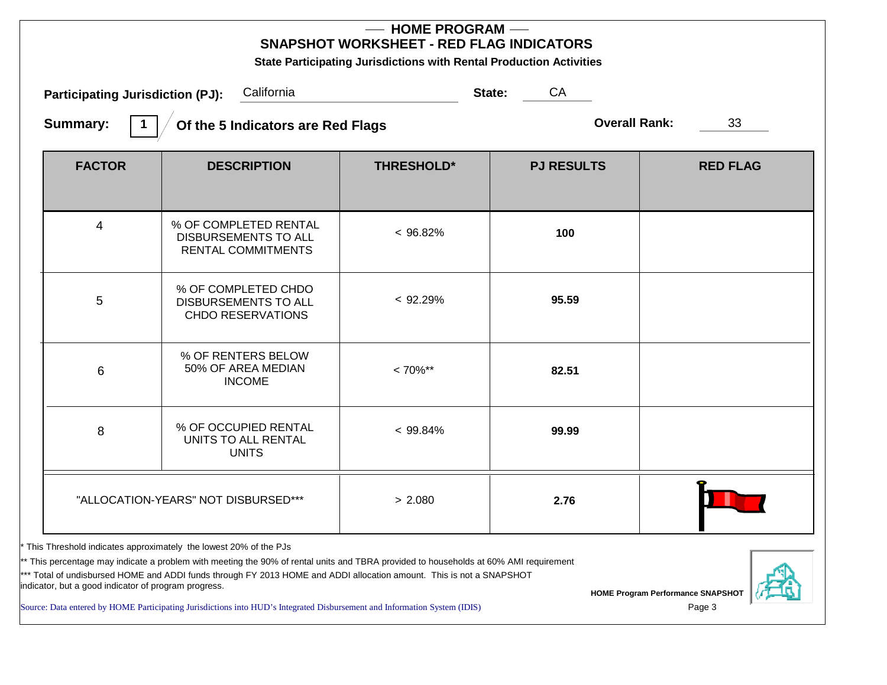# — HOME PROGRAM —

## SNAPSHOT WORKSHEET - RED FLAG INDICATORS

### State Participating Jurisdictions with Rental Production Activities

**Participating Jurisdiction (PJ):** California **State:** CA

**Summary:** 1 **Of the 5 Indicators are Red Flags** **Overall Rank:** 33

| FACTOR | DESCRIPTION | THRESHOLD* | PJ RESULTS | RED FLAG |
|---|---|---|---|---|
| 4 | % OF COMPLETED RENTAL DISBURSEMENTS TO ALL RENTAL COMMITMENTS | < 96.82% | **100** | |
| 5 | % OF COMPLETED CHDO DISBURSEMENTS TO ALL CHDO RESERVATIONS | < 92.29% | **95.59** | |
| 6 | % OF RENTERS BELOW 50% OF AREA MEDIAN INCOME | < 70%** | **82.51** | |
| 8 | % OF OCCUPIED RENTAL UNITS TO ALL RENTAL UNITS | < 99.84% | **99.99** | |
| "ALLOCATION-YEARS" NOT DISBURSED*** | | > 2.080 | **2.76** | Red Flag |

* This Threshold indicates approximately the lowest 20% of the PJs

** This percentage may indicate a problem with meeting the 90% of rental units and TBRA provided to households at 60% AMI requirement

*** Total of undisbursed HOME and ADDI funds through FY 2013 HOME and ADDI allocation amount. This is not a SNAPSHOT indicator, but a good indicator of program progress.

Source: Data entered by HOME Participating Jurisdictions into HUD's Integrated Disbursement and Information System (IDIS)

**HOME Program Performance SNAPSHOT**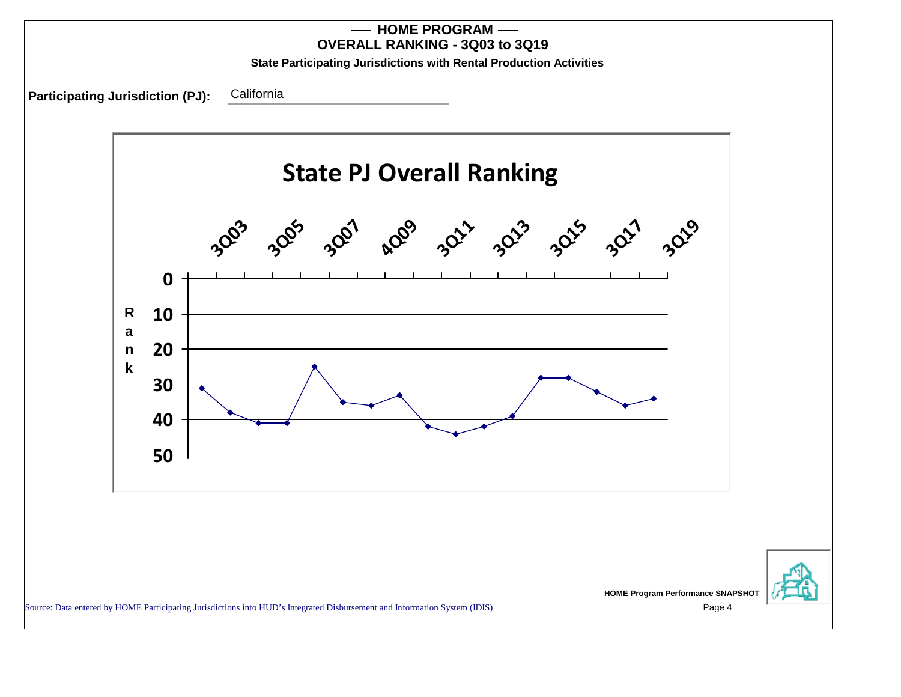## HOME PROGRAM

## OVERALL RANKING - 3Q03 to 3Q19

**State Participating Jurisdictions with Rental Production Activities**

**Participating Jurisdiction (PJ):** California

**State PJ Overall Ranking**

3Q03
3Q05
3Q07
4Q09
3Q11
3Q13
3Q15
3Q17
3Q19

Rank

0
10
20
30
40
50

Source: Data entered by HOME Participating Jurisdictions into HUD's Integrated Disbursement and Information System (IDIS)

HOME Program Performance SNAPSHOT